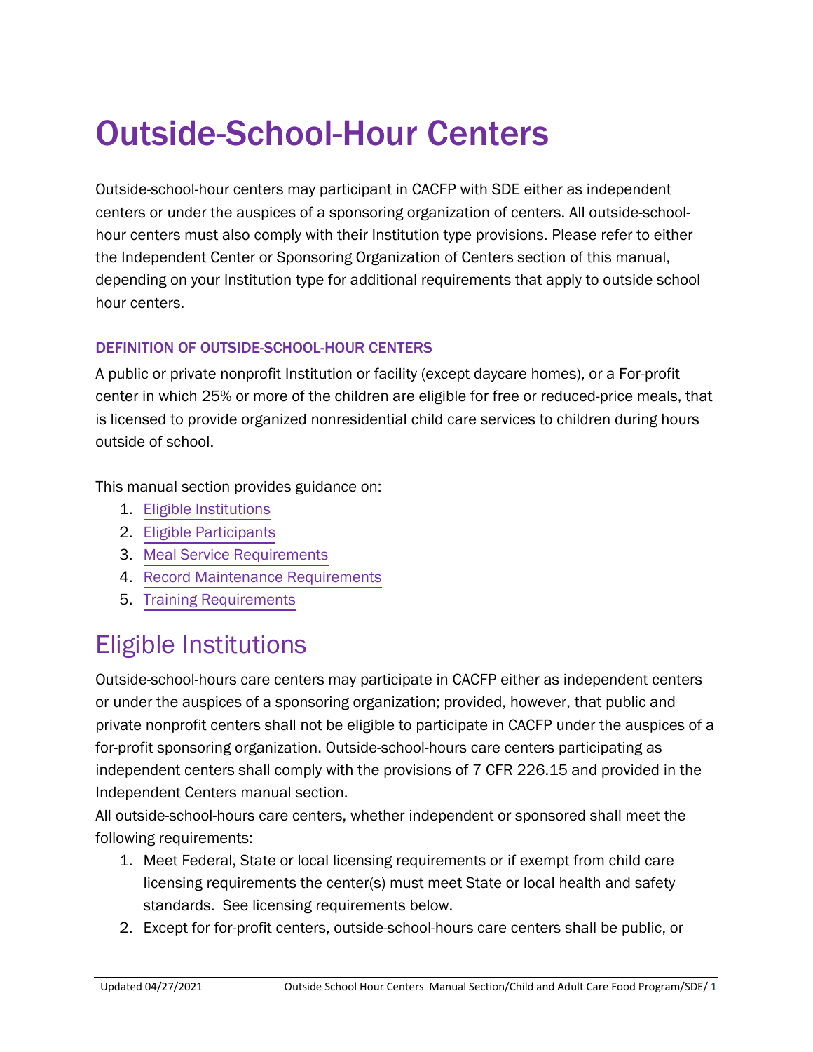# Outside-School-Hour Centers

Outside-school-hour centers may participant in CACFP with SDE either as independent centers or under the auspices of a sponsoring organization of centers. All outside-school-hour centers must also comply with their Institution type provisions. Please refer to either the Independent Center or Sponsoring Organization of Centers section of this manual, depending on your Institution type for additional requirements that apply to outside school hour centers.

### DEFINITION OF OUTSIDE-SCHOOL-HOUR CENTERS

A public or private nonprofit Institution or facility (except daycare homes), or a For-profit center in which 25% or more of the children are eligible for free or reduced-price meals, that is licensed to provide organized nonresidential child care services to children during hours outside of school.

This manual section provides guidance on:

1. Eligible Institutions
2. Eligible Participants
3. Meal Service Requirements
4. Record Maintenance Requirements
5. Training Requirements

## Eligible Institutions

Outside-school-hours care centers may participate in CACFP either as independent centers or under the auspices of a sponsoring organization; provided, however, that public and private nonprofit centers shall not be eligible to participate in CACFP under the auspices of a for-profit sponsoring organization. Outside-school-hours care centers participating as independent centers shall comply with the provisions of 7 CFR 226.15 and provided in the Independent Centers manual section.

All outside-school-hours care centers, whether independent or sponsored shall meet the following requirements:

1. Meet Federal, State or local licensing requirements or if exempt from child care licensing requirements the center(s) must meet State or local health and safety standards. See licensing requirements below.
2. Except for for-profit centers, outside-school-hours care centers shall be public, or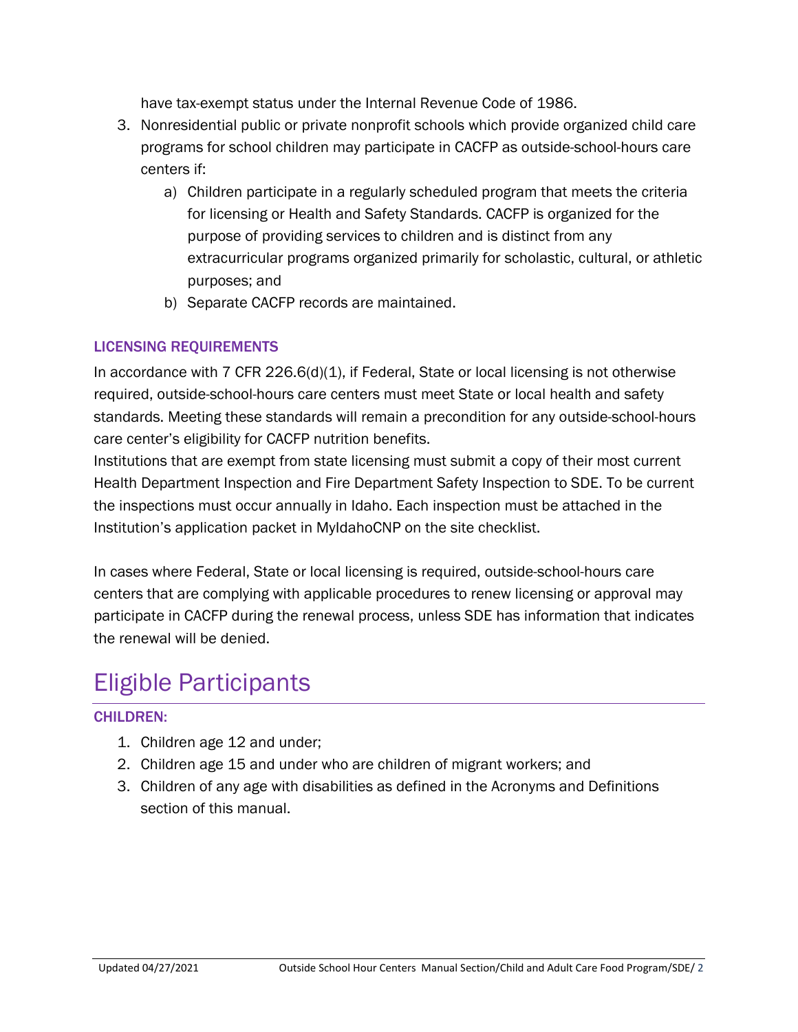have tax-exempt status under the Internal Revenue Code of 1986.

3. Nonresidential public or private nonprofit schools which provide organized child care programs for school children may participate in CACFP as outside-school-hours care centers if:
   a) Children participate in a regularly scheduled program that meets the criteria for licensing or Health and Safety Standards. CACFP is organized for the purpose of providing services to children and is distinct from any extracurricular programs organized primarily for scholastic, cultural, or athletic purposes; and
   b) Separate CACFP records are maintained.

### LICENSING REQUIREMENTS

In accordance with 7 CFR 226.6(d)(1), if Federal, State or local licensing is not otherwise required, outside-school-hours care centers must meet State or local health and safety standards. Meeting these standards will remain a precondition for any outside-school-hours care center's eligibility for CACFP nutrition benefits.

Institutions that are exempt from state licensing must submit a copy of their most current Health Department Inspection and Fire Department Safety Inspection to SDE. To be current the inspections must occur annually in Idaho. Each inspection must be attached in the Institution's application packet in MyIdahoCNP on the site checklist.

In cases where Federal, State or local licensing is required, outside-school-hours care centers that are complying with applicable procedures to renew licensing or approval may participate in CACFP during the renewal process, unless SDE has information that indicates the renewal will be denied.

## Eligible Participants

### CHILDREN:

1. Children age 12 and under;
2. Children age 15 and under who are children of migrant workers; and
3. Children of any age with disabilities as defined in the Acronyms and Definitions section of this manual.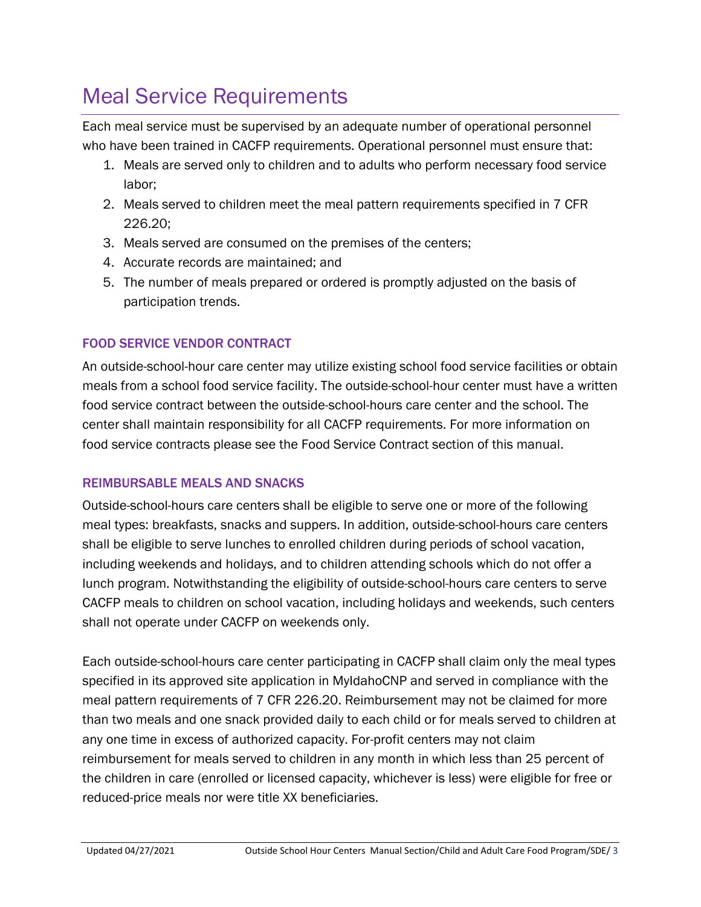# Meal Service Requirements

Each meal service must be supervised by an adequate number of operational personnel who have been trained in CACFP requirements. Operational personnel must ensure that:

1. Meals are served only to children and to adults who perform necessary food service labor;
2. Meals served to children meet the meal pattern requirements specified in 7 CFR 226.20;
3. Meals served are consumed on the premises of the centers;
4. Accurate records are maintained; and
5. The number of meals prepared or ordered is promptly adjusted on the basis of participation trends.

### FOOD SERVICE VENDOR CONTRACT

An outside-school-hour care center may utilize existing school food service facilities or obtain meals from a school food service facility. The outside-school-hour center must have a written food service contract between the outside-school-hours care center and the school. The center shall maintain responsibility for all CACFP requirements. For more information on food service contracts please see the Food Service Contract section of this manual.

### REIMBURSABLE MEALS AND SNACKS

Outside-school-hours care centers shall be eligible to serve one or more of the following meal types: breakfasts, snacks and suppers. In addition, outside-school-hours care centers shall be eligible to serve lunches to enrolled children during periods of school vacation, including weekends and holidays, and to children attending schools which do not offer a lunch program. Notwithstanding the eligibility of outside-school-hours care centers to serve CACFP meals to children on school vacation, including holidays and weekends, such centers shall not operate under CACFP on weekends only.

Each outside-school-hours care center participating in CACFP shall claim only the meal types specified in its approved site application in MyIdahoCNP and served in compliance with the meal pattern requirements of 7 CFR 226.20. Reimbursement may not be claimed for more than two meals and one snack provided daily to each child or for meals served to children at any one time in excess of authorized capacity. For-profit centers may not claim reimbursement for meals served to children in any month in which less than 25 percent of the children in care (enrolled or licensed capacity, whichever is less) were eligible for free or reduced-price meals nor were title XX beneficiaries.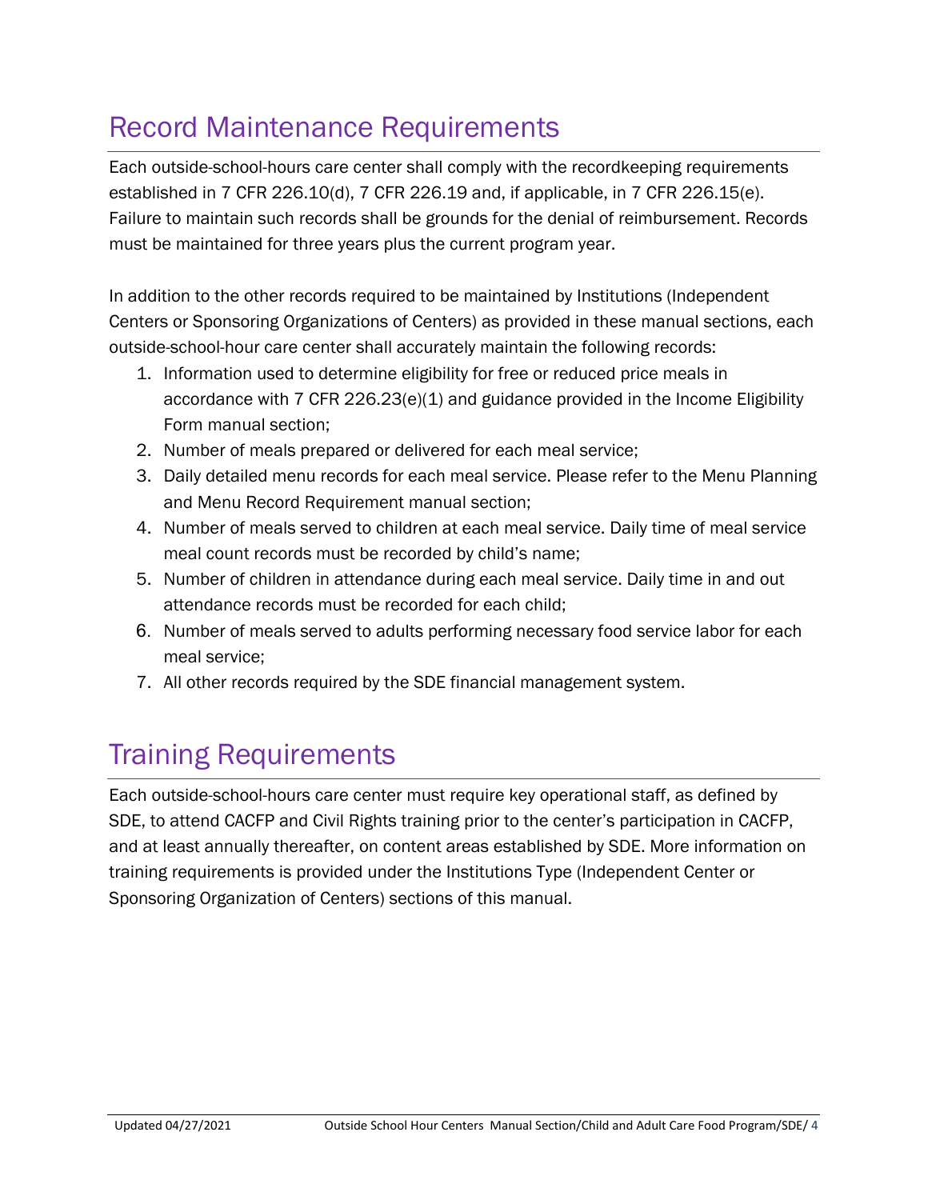# Record Maintenance Requirements

Each outside-school-hours care center shall comply with the recordkeeping requirements established in 7 CFR 226.10(d), 7 CFR 226.19 and, if applicable, in 7 CFR 226.15(e). Failure to maintain such records shall be grounds for the denial of reimbursement. Records must be maintained for three years plus the current program year.

In addition to the other records required to be maintained by Institutions (Independent Centers or Sponsoring Organizations of Centers) as provided in these manual sections, each outside-school-hour care center shall accurately maintain the following records:

1. Information used to determine eligibility for free or reduced price meals in accordance with 7 CFR 226.23(e)(1) and guidance provided in the Income Eligibility Form manual section;
2. Number of meals prepared or delivered for each meal service;
3. Daily detailed menu records for each meal service. Please refer to the Menu Planning and Menu Record Requirement manual section;
4. Number of meals served to children at each meal service. Daily time of meal service meal count records must be recorded by child's name;
5. Number of children in attendance during each meal service. Daily time in and out attendance records must be recorded for each child;
6. Number of meals served to adults performing necessary food service labor for each meal service;
7. All other records required by the SDE financial management system.

# Training Requirements

Each outside-school-hours care center must require key operational staff, as defined by SDE, to attend CACFP and Civil Rights training prior to the center's participation in CACFP, and at least annually thereafter, on content areas established by SDE. More information on training requirements is provided under the Institutions Type (Independent Center or Sponsoring Organization of Centers) sections of this manual.